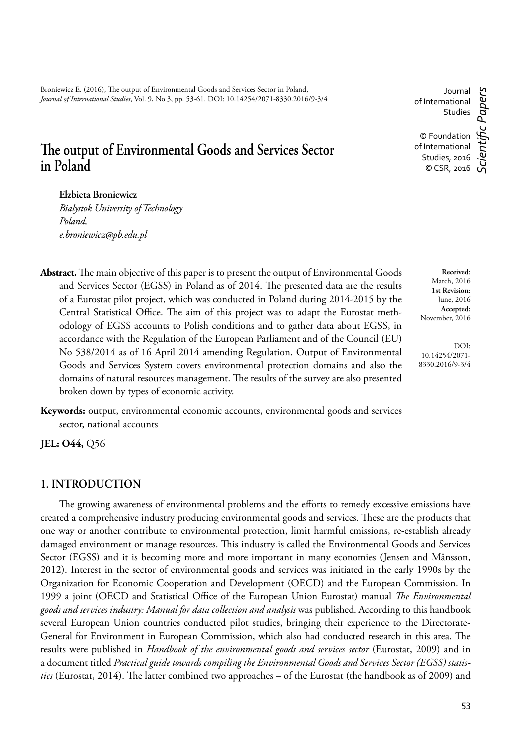Broniewicz E. (2016), The output of Environmental Goods and Services Sector in Poland, *Journal of International Studies*, Vol. 9, No 3, pp. 53-61. DOI: 10.14254/2071-8330.2016/9-3/4

Journal of International Studies

© Foundation of International Studies, 2016
© CSR, 2016

*Scientific Papers*

# The output of Environmental Goods and Services Sector in Poland

**Elzbieta Broniewicz**
*Bialystok University of Technology*
*Poland,*
*e.broniewicz@pb.edu.pl*

**Received**: March, 2016
**1st Revision:** June, 2016
**Accepted:** November, 2016

DOI: 10.14254/2071-8330.2016/9-3/4

**Abstract.** The main objective of this paper is to present the output of Environmental Goods and Services Sector (EGSS) in Poland as of 2014. The presented data are the results of a Eurostat pilot project, which was conducted in Poland during 2014-2015 by the Central Statistical Office. The aim of this project was to adapt the Eurostat methodology of EGSS accounts to Polish conditions and to gather data about EGSS, in accordance with the Regulation of the European Parliament and of the Council (EU) No 538/2014 as of 16 April 2014 amending Regulation. Output of Environmental Goods and Services System covers environmental protection domains and also the domains of natural resources management. The results of the survey are also presented broken down by types of economic activity.

**Keywords:** output, environmental economic accounts, environmental goods and services sector, national accounts

**JEL: O44,** Q56

## 1. INTRODUCTION

The growing awareness of environmental problems and the efforts to remedy excessive emissions have created a comprehensive industry producing environmental goods and services. These are the products that one way or another contribute to environmental protection, limit harmful emissions, re-establish already damaged environment or manage resources. This industry is called the Environmental Goods and Services Sector (EGSS) and it is becoming more and more important in many economies (Jensen and Månsson, 2012). Interest in the sector of environmental goods and services was initiated in the early 1990s by the Organization for Economic Cooperation and Development (OECD) and the European Commission. In 1999 a joint (OECD and Statistical Office of the European Union Eurostat) manual *The Environmental goods and services industry: Manual for data collection and analysis* was published. According to this handbook several European Union countries conducted pilot studies, bringing their experience to the Directorate-General for Environment in European Commission, which also had conducted research in this area. The results were published in *Handbook of the environmental goods and services sector* (Eurostat, 2009) and in a document titled *Practical guide towards compiling the Environmental Goods and Services Sector (EGSS) statistics* (Eurostat, 2014). The latter combined two approaches – of the Eurostat (the handbook as of 2009) and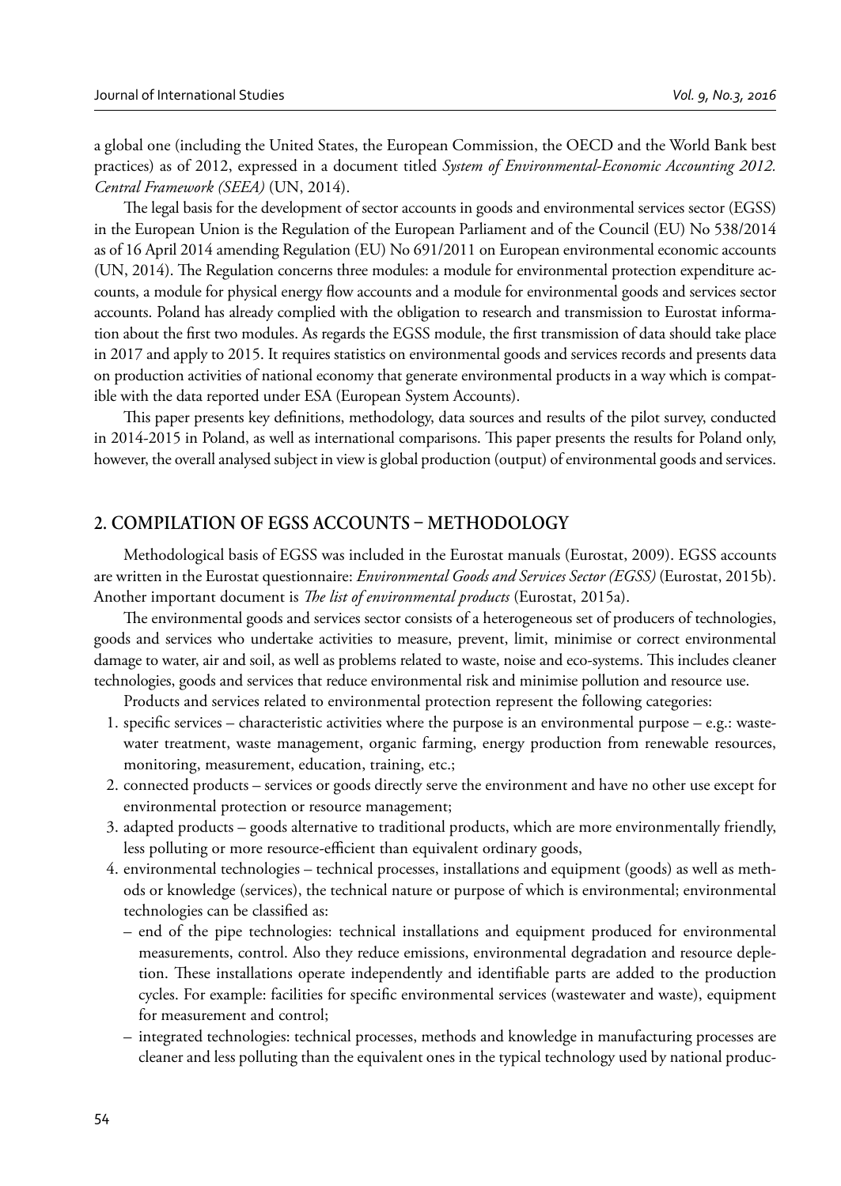a global one (including the United States, the European Commission, the OECD and the World Bank best practices) as of 2012, expressed in a document titled *System of Environmental-Economic Accounting 2012. Central Framework (SEEA)* (UN, 2014).

The legal basis for the development of sector accounts in goods and environmental services sector (EGSS) in the European Union is the Regulation of the European Parliament and of the Council (EU) No 538/2014 as of 16 April 2014 amending Regulation (EU) No 691/2011 on European environmental economic accounts (UN, 2014). The Regulation concerns three modules: a module for environmental protection expenditure accounts, a module for physical energy flow accounts and a module for environmental goods and services sector accounts. Poland has already complied with the obligation to research and transmission to Eurostat information about the first two modules. As regards the EGSS module, the first transmission of data should take place in 2017 and apply to 2015. It requires statistics on environmental goods and services records and presents data on production activities of national economy that generate environmental products in a way which is compatible with the data reported under ESA (European System Accounts).

This paper presents key definitions, methodology, data sources and results of the pilot survey, conducted in 2014-2015 in Poland, as well as international comparisons. This paper presents the results for Poland only, however, the overall analysed subject in view is global production (output) of environmental goods and services.

## 2. COMPILATION OF EGSS ACCOUNTS – METHODOLOGY

Methodological basis of EGSS was included in the Eurostat manuals (Eurostat, 2009). EGSS accounts are written in the Eurostat questionnaire: *Environmental Goods and Services Sector (EGSS)* (Eurostat, 2015b). Another important document is *The list of environmental products* (Eurostat, 2015a).

The environmental goods and services sector consists of a heterogeneous set of producers of technologies, goods and services who undertake activities to measure, prevent, limit, minimise or correct environmental damage to water, air and soil, as well as problems related to waste, noise and eco-systems. This includes cleaner technologies, goods and services that reduce environmental risk and minimise pollution and resource use.

Products and services related to environmental protection represent the following categories:

1. specific services – characteristic activities where the purpose is an environmental purpose – e.g.: wastewater treatment, waste management, organic farming, energy production from renewable resources, monitoring, measurement, education, training, etc.;
2. connected products – services or goods directly serve the environment and have no other use except for environmental protection or resource management;
3. adapted products – goods alternative to traditional products, which are more environmentally friendly, less polluting or more resource-efficient than equivalent ordinary goods,
4. environmental technologies – technical processes, installations and equipment (goods) as well as methods or knowledge (services), the technical nature or purpose of which is environmental; environmental technologies can be classified as:
   - end of the pipe technologies: technical installations and equipment produced for environmental measurements, control. Also they reduce emissions, environmental degradation and resource depletion. These installations operate independently and identifiable parts are added to the production cycles. For example: facilities for specific environmental services (wastewater and waste), equipment for measurement and control;
   - integrated technologies: technical processes, methods and knowledge in manufacturing processes are cleaner and less polluting than the equivalent ones in the typical technology used by national produc-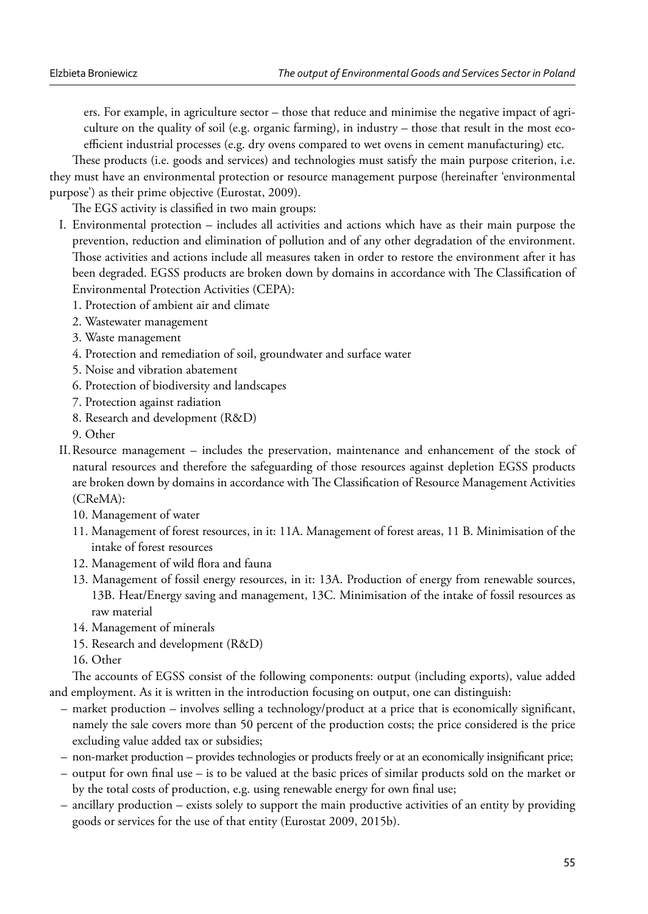ers. For example, in agriculture sector – those that reduce and minimise the negative impact of agriculture on the quality of soil (e.g. organic farming), in industry – those that result in the most eco-efficient industrial processes (e.g. dry ovens compared to wet ovens in cement manufacturing) etc.

These products (i.e. goods and services) and technologies must satisfy the main purpose criterion, i.e. they must have an environmental protection or resource management purpose (hereinafter 'environmental purpose') as their prime objective (Eurostat, 2009).

The EGS activity is classified in two main groups:

I. Environmental protection – includes all activities and actions which have as their main purpose the prevention, reduction and elimination of pollution and of any other degradation of the environment. Those activities and actions include all measures taken in order to restore the environment after it has been degraded. EGSS products are broken down by domains in accordance with The Classification of Environmental Protection Activities (CEPA):
   1. Protection of ambient air and climate
   2. Wastewater management
   3. Waste management
   4. Protection and remediation of soil, groundwater and surface water
   5. Noise and vibration abatement
   6. Protection of biodiversity and landscapes
   7. Protection against radiation
   8. Research and development (R&D)
   9. Other

II. Resource management – includes the preservation, maintenance and enhancement of the stock of natural resources and therefore the safeguarding of those resources against depletion EGSS products are broken down by domains in accordance with The Classification of Resource Management Activities (CReMA):
   10. Management of water
   11. Management of forest resources, in it: 11A. Management of forest areas, 11 B. Minimisation of the intake of forest resources
   12. Management of wild flora and fauna
   13. Management of fossil energy resources, in it: 13A. Production of energy from renewable sources, 13B. Heat/Energy saving and management, 13C. Minimisation of the intake of fossil resources as raw material
   14. Management of minerals
   15. Research and development (R&D)
   16. Other

The accounts of EGSS consist of the following components: output (including exports), value added and employment. As it is written in the introduction focusing on output, one can distinguish:

- market production – involves selling a technology/product at a price that is economically significant, namely the sale covers more than 50 percent of the production costs; the price considered is the price excluding value added tax or subsidies;
- non-market production – provides technologies or products freely or at an economically insignificant price;
- output for own final use – is to be valued at the basic prices of similar products sold on the market or by the total costs of production, e.g. using renewable energy for own final use;
- ancillary production – exists solely to support the main productive activities of an entity by providing goods or services for the use of that entity (Eurostat 2009, 2015b).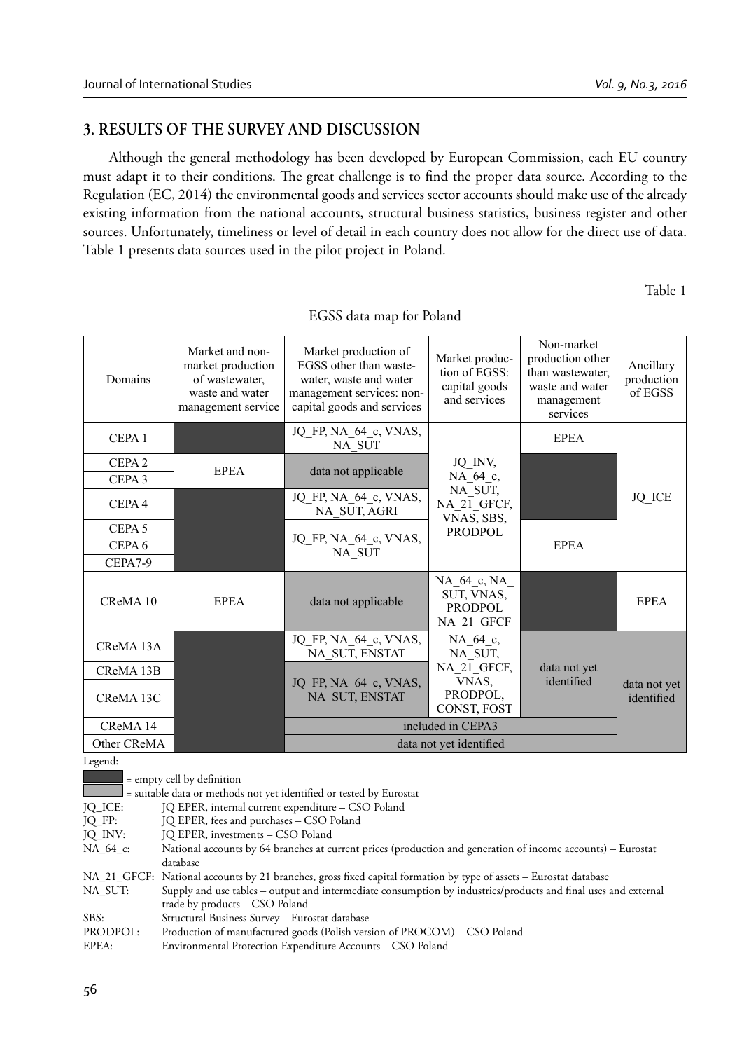## 3. RESULTS OF THE SURVEY AND DISCUSSION

Although the general methodology has been developed by European Commission, each EU country must adapt it to their conditions. The great challenge is to find the proper data source. According to the Regulation (EC, 2014) the environmental goods and services sector accounts should make use of the already existing information from the national accounts, structural business statistics, business register and other sources. Unfortunately, timeliness or level of detail in each country does not allow for the direct use of data. Table 1 presents data sources used in the pilot project in Poland.

Table 1

EGSS data map for Poland

| Domains | Market and non-market production of wastewater, waste and water management service | Market production of EGSS other than waste-water, waste and water management services: non-capital goods and services | Market production of EGSS: capital goods and services | Non-market production other than wastewater, waste and water management services | Ancillary production of EGSS |
|---|---|---|---|---|---|
| CEPA 1 | [empty] | JQ_FP, NA_64_c, VNAS, NA_SUT | JQ_INV, NA_64_c, NA_SUT, NA_21_GFCF, VNAS, SBS, PRODPOL | EPEA | JQ_ICE |
| CEPA 2 | EPEA | data not applicable | | [empty] | |
| CEPA 3 | | | | | |
| CEPA 4 | [empty] | JQ_FP, NA_64_c, VNAS, NA_SUT, AGRI | | [empty] | |
| CEPA 5 | [empty] | JQ_FP, NA_64_c, VNAS, NA_SUT | | EPEA | |
| CEPA 6 | [empty] | | | | |
| CEPA7-9 | [empty] | | | | |
| CReMA 10 | EPEA | data not applicable | NA_64_c, NA_SUT, VNAS, PRODPOL NA_21_GFCF | [empty] | EPEA |
| CReMA 13A | [empty] | JQ_FP, NA_64_c, VNAS, NA_SUT, ENSTAT | NA_64_c, NA_SUT, NA_21_GFCF, VNAS, PRODPOL, CONST, FOST | data not yet identified | data not yet identified |
| CReMA 13B | [empty] | JQ_FP, NA_64_c, VNAS, NA_SUT, ENSTAT | | | |
| CReMA 13C | [empty] | | | | |
| CReMA 14 | [empty] | included in CEPA3 | | | |
| Other CReMA | [empty] | data not yet identified | | | |

Legend:

[dark grey] = empty cell by definition
[light grey] = suitable data or methods not yet identified or tested by Eurostat

JQ_ICE: JQ EPER, internal current expenditure – CSO Poland
JQ_FP: JQ EPER, fees and purchases – CSO Poland
JQ_INV: JQ EPER, investments – CSO Poland
NA_64_c: National accounts by 64 branches at current prices (production and generation of income accounts) – Eurostat database
NA_21_GFCF: National accounts by 21 branches, gross fixed capital formation by type of assets – Eurostat database
NA_SUT: Supply and use tables – output and intermediate consumption by industries/products and final uses and external trade by products – CSO Poland
SBS: Structural Business Survey – Eurostat database
PRODPOL: Production of manufactured goods (Polish version of PROCOM) – CSO Poland
EPEA: Environmental Protection Expenditure Accounts – CSO Poland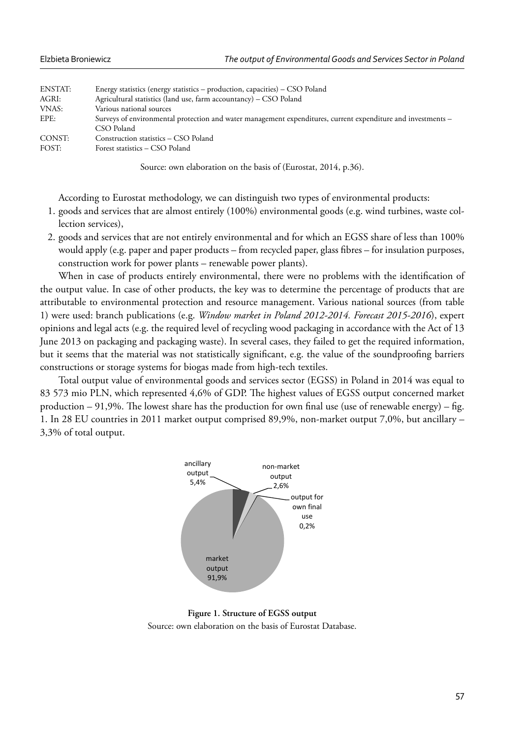| | |
|---|---|
| ENSTAT: | Energy statistics (energy statistics – production, capacities) – CSO Poland |
| AGRI: | Agricultural statistics (land use, farm accountancy) – CSO Poland |
| VNAS: | Various national sources |
| EPE: | Surveys of environmental protection and water management expenditures, current expenditure and investments – CSO Poland |
| CONST: | Construction statistics – CSO Poland |
| FOST: | Forest statistics – CSO Poland |

Source: own elaboration on the basis of (Eurostat, 2014, p.36).

According to Eurostat methodology, we can distinguish two types of environmental products:

1. goods and services that are almost entirely (100%) environmental goods (e.g. wind turbines, waste collection services),
2. goods and services that are not entirely environmental and for which an EGSS share of less than 100% would apply (e.g. paper and paper products – from recycled paper, glass fibres – for insulation purposes, construction work for power plants – renewable power plants).

When in case of products entirely environmental, there were no problems with the identification of the output value. In case of other products, the key was to determine the percentage of products that are attributable to environmental protection and resource management. Various national sources (from table 1) were used: branch publications (e.g. *Window market in Poland 2012-2014. Forecast 2015-2016*), expert opinions and legal acts (e.g. the required level of recycling wood packaging in accordance with the Act of 13 June 2013 on packaging and packaging waste). In several cases, they failed to get the required information, but it seems that the material was not statistically significant, e.g. the value of the soundproofing barriers constructions or storage systems for biogas made from high-tech textiles.

Total output value of environmental goods and services sector (EGSS) in Poland in 2014 was equal to 83 573 mio PLN, which represented 4,6% of GDP. The highest values of EGSS output concerned market production – 91,9%. The lowest share has the production for own final use (use of renewable energy) – fig. 1. In 28 EU countries in 2011 market output comprised 89,9%, non-market output 7,0%, but ancillary – 3,3% of total output.

ancillary output 5,4%; non-market output 2,6%; output for own final use 0,2%; market output 91,9%

**Figure 1. Structure of EGSS output**

Source: own elaboration on the basis of Eurostat Database.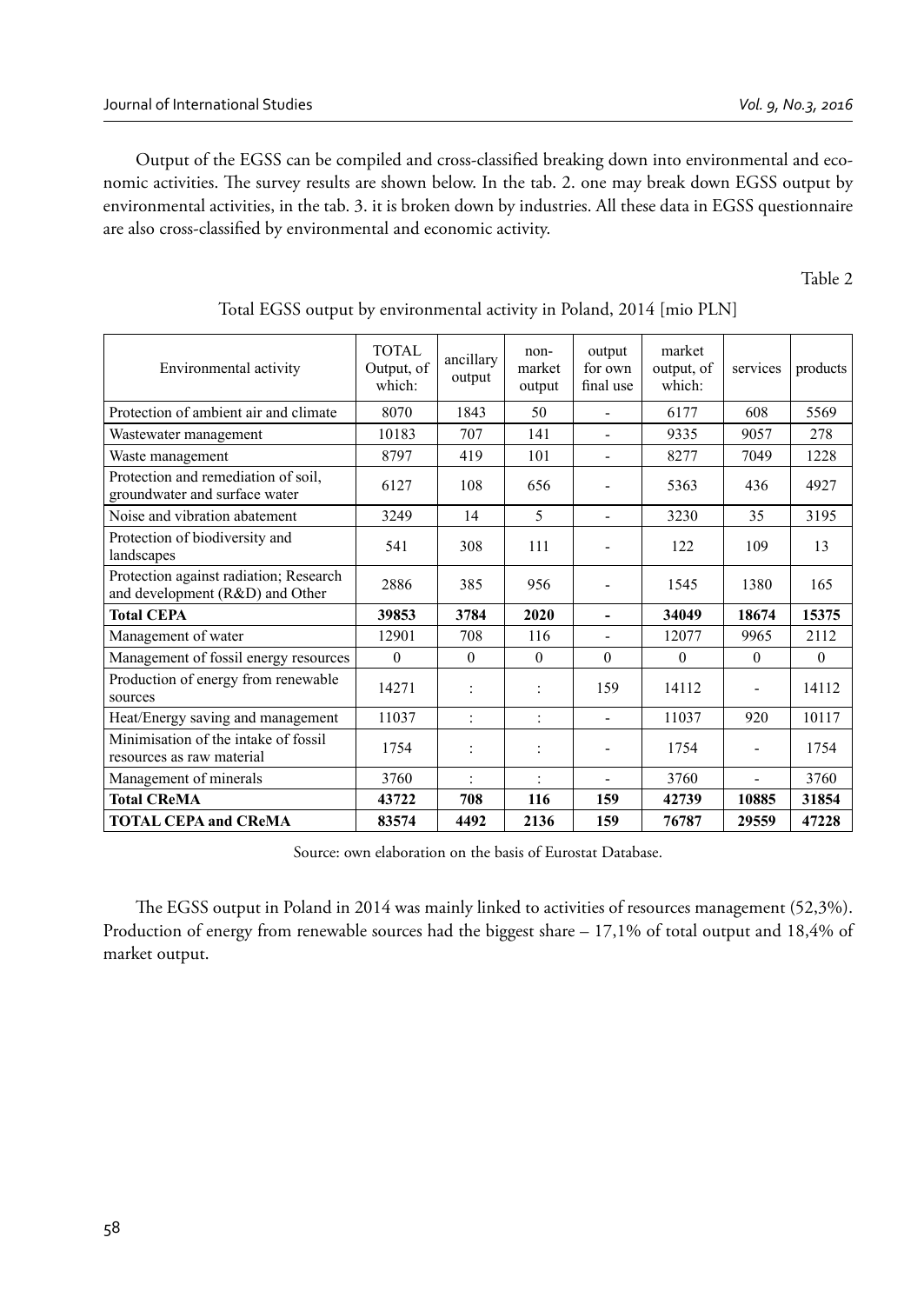Output of the EGSS can be compiled and cross-classified breaking down into environmental and economic activities. The survey results are shown below. In the tab. 2. one may break down EGSS output by environmental activities, in the tab. 3. it is broken down by industries. All these data in EGSS questionnaire are also cross-classified by environmental and economic activity.

Table 2

Total EGSS output by environmental activity in Poland, 2014 [mio PLN]

| Environmental activity | TOTAL Output, of which: | ancillary output | non-market output | output for own final use | market output, of which: | services | products |
|---|---|---|---|---|---|---|---|
| Protection of ambient air and climate | 8070 | 1843 | 50 | - | 6177 | 608 | 5569 |
| Wastewater management | 10183 | 707 | 141 | - | 9335 | 9057 | 278 |
| Waste management | 8797 | 419 | 101 | - | 8277 | 7049 | 1228 |
| Protection and remediation of soil, groundwater and surface water | 6127 | 108 | 656 | - | 5363 | 436 | 4927 |
| Noise and vibration abatement | 3249 | 14 | 5 | - | 3230 | 35 | 3195 |
| Protection of biodiversity and landscapes | 541 | 308 | 111 | - | 122 | 109 | 13 |
| Protection against radiation; Research and development (R&D) and Other | 2886 | 385 | 956 | - | 1545 | 1380 | 165 |
| **Total CEPA** | **39853** | **3784** | **2020** | **-** | **34049** | **18674** | **15375** |
| Management of water | 12901 | 708 | 116 | - | 12077 | 9965 | 2112 |
| Management of fossil energy resources | 0 | 0 | 0 | 0 | 0 | 0 | 0 |
| Production of energy from renewable sources | 14271 | : | : | 159 | 14112 | - | 14112 |
| Heat/Energy saving and management | 11037 | : | : | - | 11037 | 920 | 10117 |
| Minimisation of the intake of fossil resources as raw material | 1754 | : | : | - | 1754 | - | 1754 |
| Management of minerals | 3760 | : | : | - | 3760 | - | 3760 |
| **Total CReMA** | **43722** | **708** | **116** | **159** | **42739** | **10885** | **31854** |
| **TOTAL CEPA and CReMA** | **83574** | **4492** | **2136** | **159** | **76787** | **29559** | **47228** |

Source: own elaboration on the basis of Eurostat Database.

The EGSS output in Poland in 2014 was mainly linked to activities of resources management (52,3%). Production of energy from renewable sources had the biggest share – 17,1% of total output and 18,4% of market output.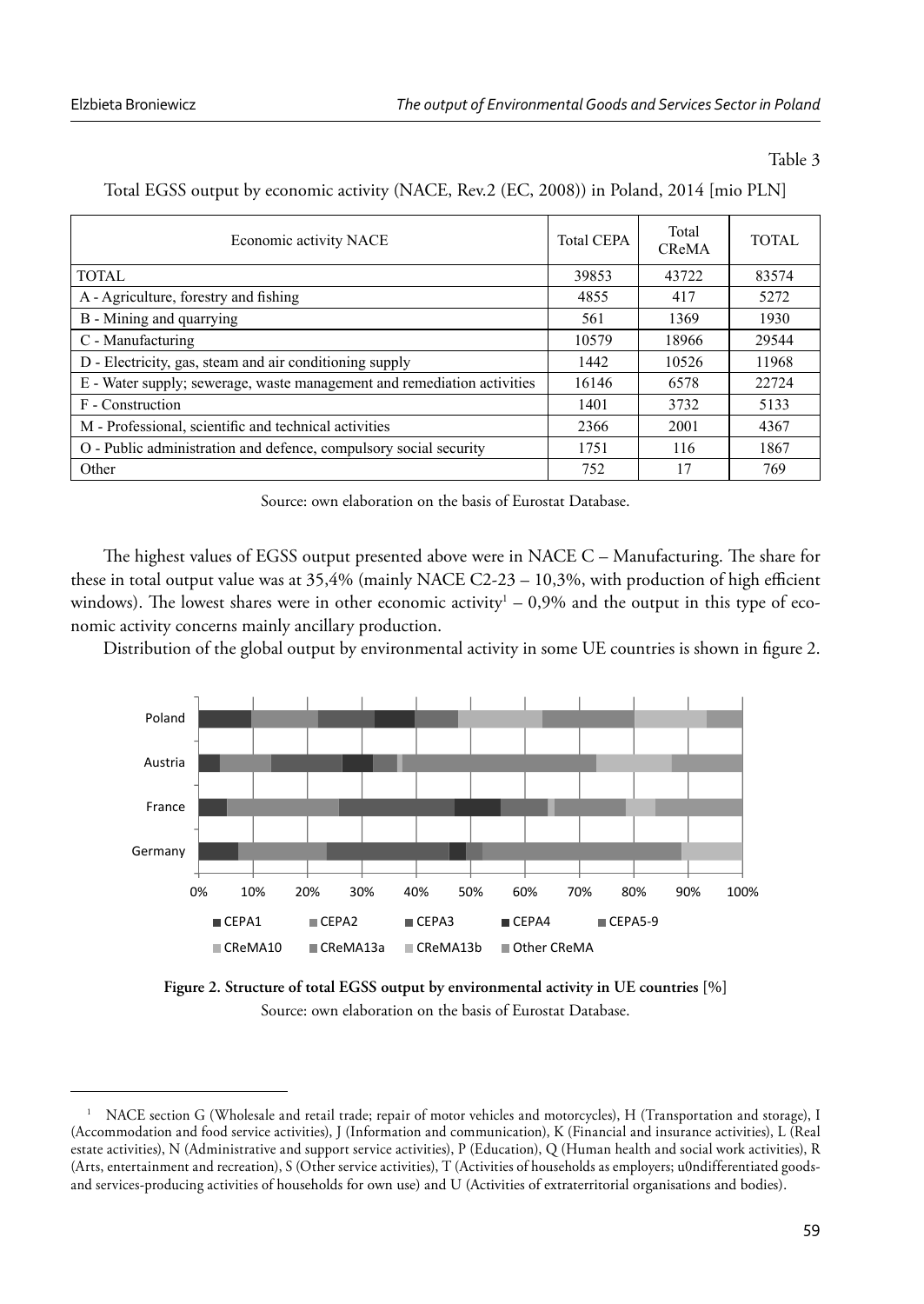Table 3

Total EGSS output by economic activity (NACE, Rev.2 (EC, 2008)) in Poland, 2014 [mio PLN]

| Economic activity NACE | Total CEPA | Total CReMA | TOTAL |
|---|---|---|---|
| TOTAL | 39853 | 43722 | 83574 |
| A - Agriculture, forestry and fishing | 4855 | 417 | 5272 |
| B - Mining and quarrying | 561 | 1369 | 1930 |
| C - Manufacturing | 10579 | 18966 | 29544 |
| D - Electricity, gas, steam and air conditioning supply | 1442 | 10526 | 11968 |
| E - Water supply; sewerage, waste management and remediation activities | 16146 | 6578 | 22724 |
| F - Construction | 1401 | 3732 | 5133 |
| M - Professional, scientific and technical activities | 2366 | 2001 | 4367 |
| O - Public administration and defence, compulsory social security | 1751 | 116 | 1867 |
| Other | 752 | 17 | 769 |

Source: own elaboration on the basis of Eurostat Database.

The highest values of EGSS output presented above were in NACE C – Manufacturing. The share for these in total output value was at 35,4% (mainly NACE C2-23 – 10,3%, with production of high efficient windows). The lowest shares were in other economic activity[1] – 0,9% and the output in this type of economic activity concerns mainly ancillary production.

Distribution of the global output by environmental activity in some UE countries is shown in figure 2.

**Figure 2. Structure of total EGSS output by environmental activity in UE countries** [%]

Source: own elaboration on the basis of Eurostat Database.

[1] NACE section G (Wholesale and retail trade; repair of motor vehicles and motorcycles), H (Transportation and storage), I (Accommodation and food service activities), J (Information and communication), K (Financial and insurance activities), L (Real estate activities), N (Administrative and support service activities), P (Education), Q (Human health and social work activities), R (Arts, entertainment and recreation), S (Other service activities), T (Activities of households as employers; u0ndifferentiated goods- and services-producing activities of households for own use) and U (Activities of extraterritorial organisations and bodies).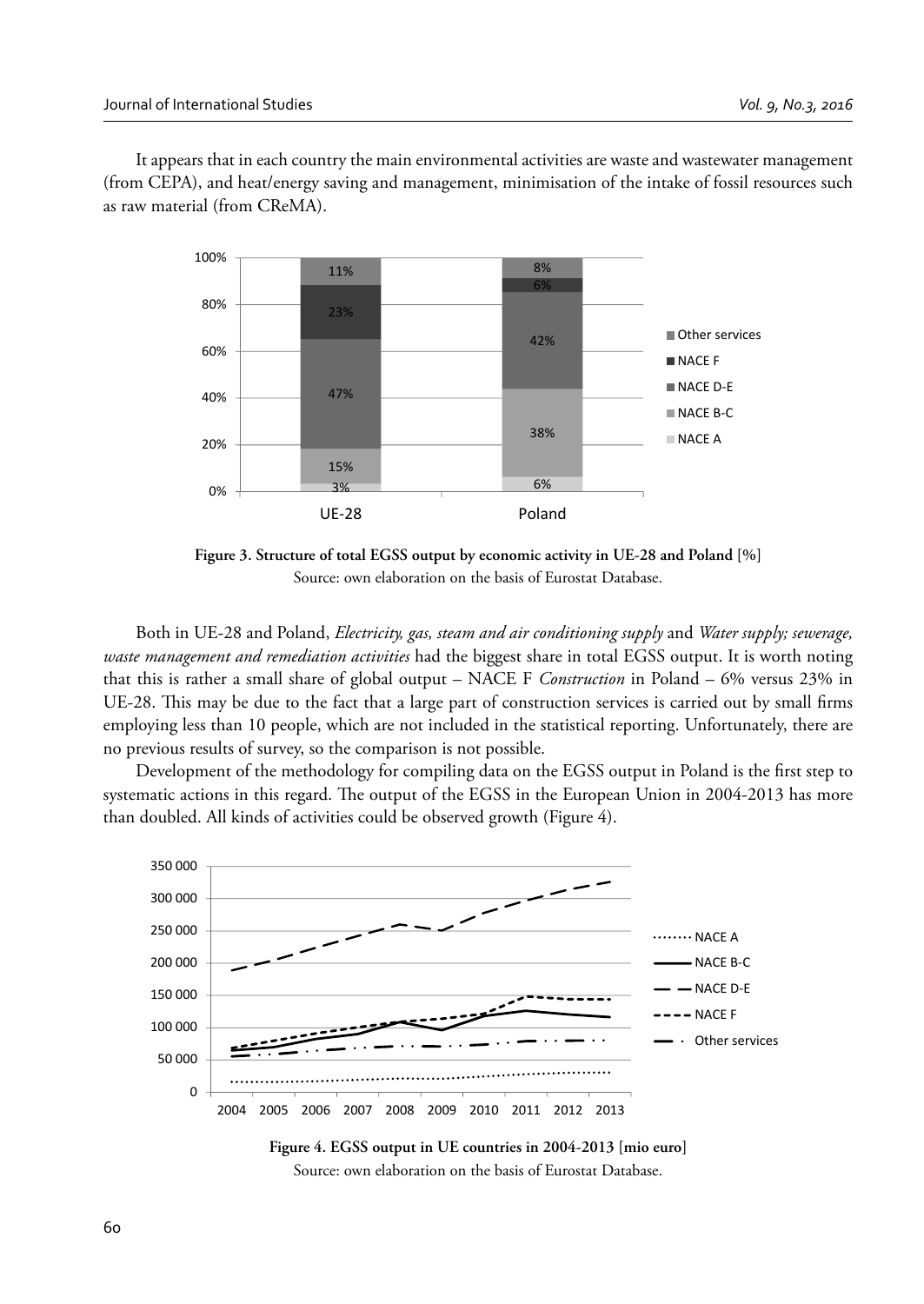It appears that in each country the main environmental activities are waste and wastewater management (from CEPA), and heat/energy saving and management, minimisation of the intake of fossil resources such as raw material (from CReMA).

**Figure 3. Structure of total EGSS output by economic activity in UE-28 and Poland** [%]
Source: own elaboration on the basis of Eurostat Database.

Both in UE-28 and Poland, *Electricity, gas, steam and air conditioning supply* and *Water supply; sewerage, waste management and remediation activities* had the biggest share in total EGSS output. It is worth noting that this is rather a small share of global output – NACE F *Construction* in Poland – 6% versus 23% in UE-28. This may be due to the fact that a large part of construction services is carried out by small firms employing less than 10 people, which are not included in the statistical reporting. Unfortunately, there are no previous results of survey, so the comparison is not possible.

Development of the methodology for compiling data on the EGSS output in Poland is the first step to systematic actions in this regard. The output of the EGSS in the European Union in 2004-2013 has more than doubled. All kinds of activities could be observed growth (Figure 4).

**Figure 4. EGSS output in UE countries in 2004-2013 [mio euro]**
Source: own elaboration on the basis of Eurostat Database.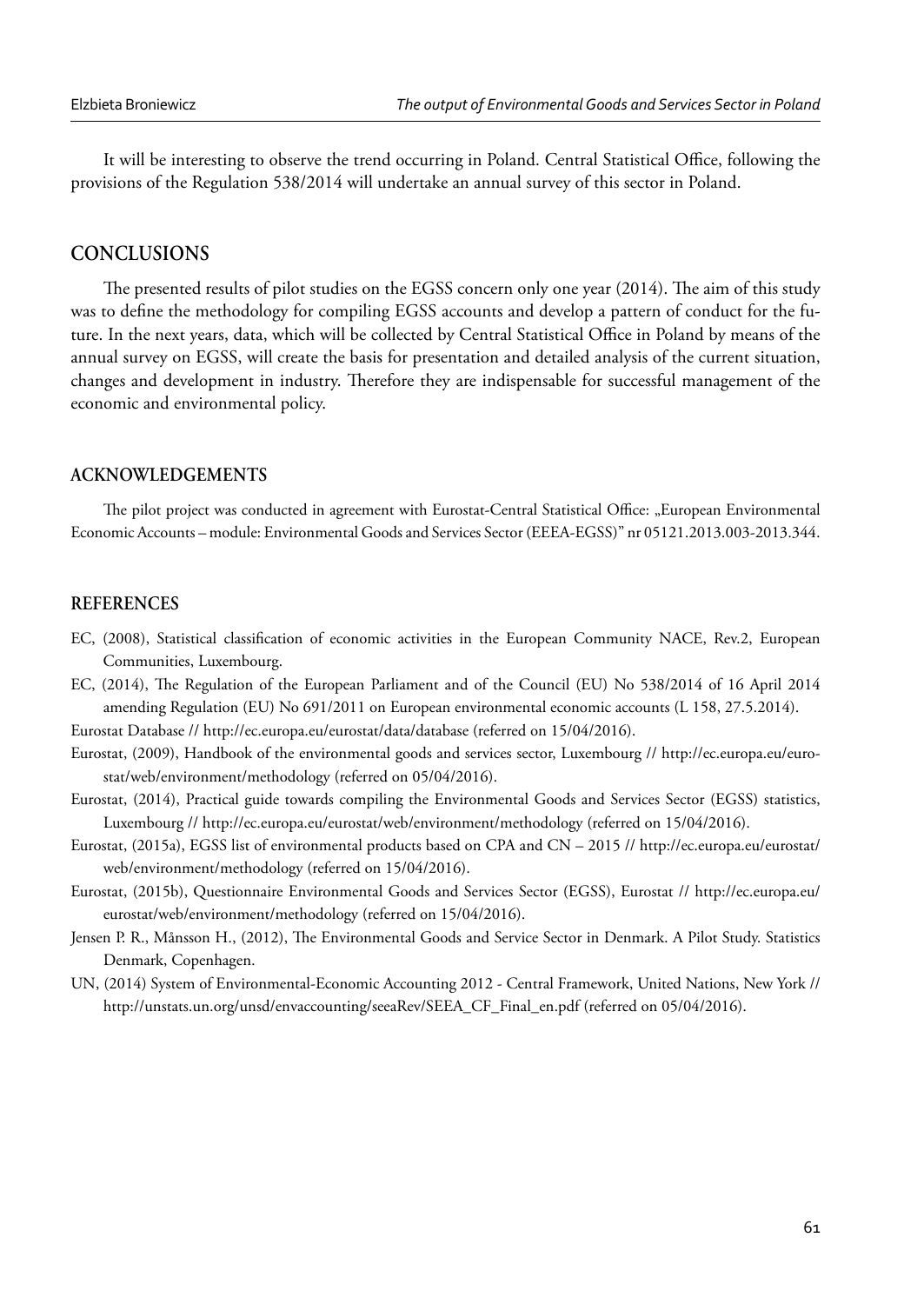It will be interesting to observe the trend occurring in Poland. Central Statistical Office, following the provisions of the Regulation 538/2014 will undertake an annual survey of this sector in Poland.

## CONCLUSIONS

The presented results of pilot studies on the EGSS concern only one year (2014). The aim of this study was to define the methodology for compiling EGSS accounts and develop a pattern of conduct for the future. In the next years, data, which will be collected by Central Statistical Office in Poland by means of the annual survey on EGSS, will create the basis for presentation and detailed analysis of the current situation, changes and development in industry. Therefore they are indispensable for successful management of the economic and environmental policy.

### ACKNOWLEDGEMENTS

The pilot project was conducted in agreement with Eurostat-Central Statistical Office: „European Environmental Economic Accounts – module: Environmental Goods and Services Sector (EEEA-EGSS)" nr 05121.2013.003-2013.344.

### REFERENCES

- EC, (2008), Statistical classification of economic activities in the European Community NACE, Rev.2, European Communities, Luxembourg.
- EC, (2014), The Regulation of the European Parliament and of the Council (EU) No 538/2014 of 16 April 2014 amending Regulation (EU) No 691/2011 on European environmental economic accounts (L 158, 27.5.2014).
- Eurostat Database // http://ec.europa.eu/eurostat/data/database (referred on 15/04/2016).
- Eurostat, (2009), Handbook of the environmental goods and services sector, Luxembourg // http://ec.europa.eu/eurostat/web/environment/methodology (referred on 05/04/2016).
- Eurostat, (2014), Practical guide towards compiling the Environmental Goods and Services Sector (EGSS) statistics, Luxembourg // http://ec.europa.eu/eurostat/web/environment/methodology (referred on 15/04/2016).
- Eurostat, (2015a), EGSS list of environmental products based on CPA and CN – 2015 // http://ec.europa.eu/eurostat/web/environment/methodology (referred on 15/04/2016).
- Eurostat, (2015b), Questionnaire Environmental Goods and Services Sector (EGSS), Eurostat // http://ec.europa.eu/eurostat/web/environment/methodology (referred on 15/04/2016).
- Jensen P. R., Månsson H., (2012), The Environmental Goods and Service Sector in Denmark. A Pilot Study. Statistics Denmark, Copenhagen.
- UN, (2014) System of Environmental-Economic Accounting 2012 - Central Framework, United Nations, New York // http://unstats.un.org/unsd/envaccounting/seeaRev/SEEA_CF_Final_en.pdf (referred on 05/04/2016).